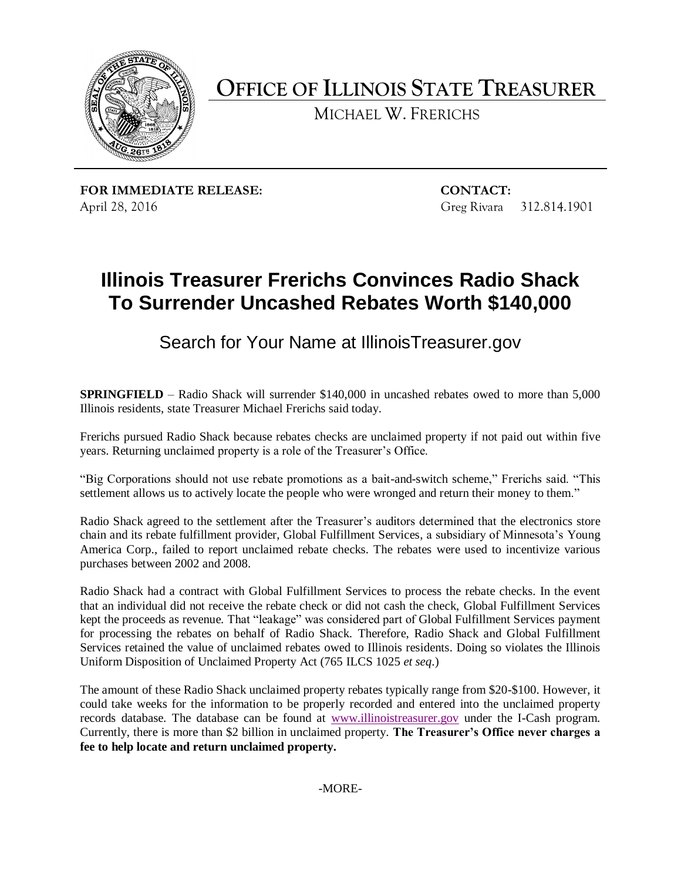# OFFICE OF ILLINOIS STATE TREASURER

MICHAEL W. FRERICHS

**FOR IMMEDIATE RELEASE:**
April 28, 2016

**CONTACT:**
Greg Rivara 312.814.1901

## Illinois Treasurer Frerichs Convinces Radio Shack To Surrender Uncashed Rebates Worth $140,000

### Search for Your Name at IllinoisTreasurer.gov

**SPRINGFIELD** – Radio Shack will surrender $140,000 in uncashed rebates owed to more than 5,000 Illinois residents, state Treasurer Michael Frerichs said today.

Frerichs pursued Radio Shack because rebates checks are unclaimed property if not paid out within five years. Returning unclaimed property is a role of the Treasurer's Office.

"Big Corporations should not use rebate promotions as a bait-and-switch scheme," Frerichs said. "This settlement allows us to actively locate the people who were wronged and return their money to them."

Radio Shack agreed to the settlement after the Treasurer's auditors determined that the electronics store chain and its rebate fulfillment provider, Global Fulfillment Services, a subsidiary of Minnesota's Young America Corp., failed to report unclaimed rebate checks. The rebates were used to incentivize various purchases between 2002 and 2008.

Radio Shack had a contract with Global Fulfillment Services to process the rebate checks. In the event that an individual did not receive the rebate check or did not cash the check, Global Fulfillment Services kept the proceeds as revenue. That "leakage" was considered part of Global Fulfillment Services payment for processing the rebates on behalf of Radio Shack. Therefore, Radio Shack and Global Fulfillment Services retained the value of unclaimed rebates owed to Illinois residents. Doing so violates the Illinois Uniform Disposition of Unclaimed Property Act (765 ILCS 1025 *et seq*.)

The amount of these Radio Shack unclaimed property rebates typically range from $20-$100. However, it could take weeks for the information to be properly recorded and entered into the unclaimed property records database. The database can be found at www.illinoistreasurer.gov under the I-Cash program. Currently, there is more than $2 billion in unclaimed property. **The Treasurer's Office never charges a fee to help locate and return unclaimed property.**

-MORE-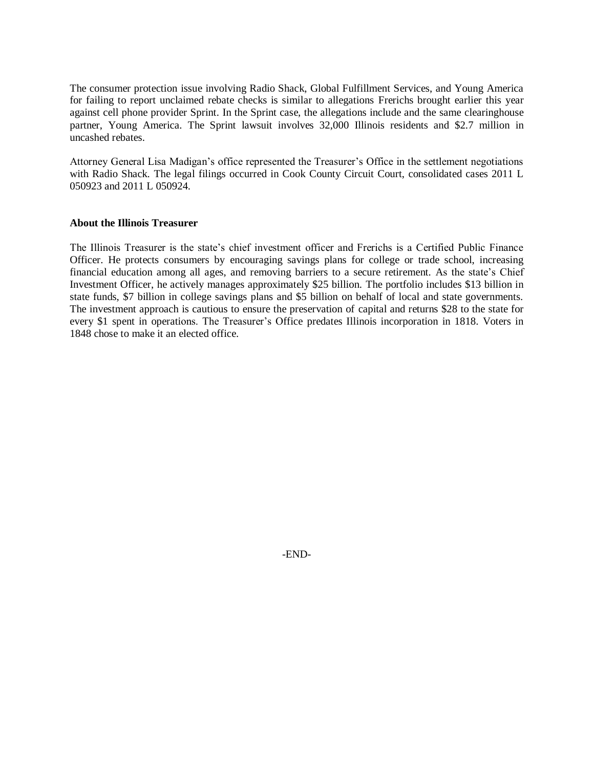The consumer protection issue involving Radio Shack, Global Fulfillment Services, and Young America for failing to report unclaimed rebate checks is similar to allegations Frerichs brought earlier this year against cell phone provider Sprint. In the Sprint case, the allegations include and the same clearinghouse partner, Young America. The Sprint lawsuit involves 32,000 Illinois residents and $2.7 million in uncashed rebates.

Attorney General Lisa Madigan's office represented the Treasurer's Office in the settlement negotiations with Radio Shack. The legal filings occurred in Cook County Circuit Court, consolidated cases 2011 L 050923 and 2011 L 050924.

**About the Illinois Treasurer**

The Illinois Treasurer is the state's chief investment officer and Frerichs is a Certified Public Finance Officer. He protects consumers by encouraging savings plans for college or trade school, increasing financial education among all ages, and removing barriers to a secure retirement. As the state's Chief Investment Officer, he actively manages approximately $25 billion. The portfolio includes $13 billion in state funds, $7 billion in college savings plans and $5 billion on behalf of local and state governments. The investment approach is cautious to ensure the preservation of capital and returns $28 to the state for every $1 spent in operations. The Treasurer's Office predates Illinois incorporation in 1818. Voters in 1848 chose to make it an elected office.

-END-